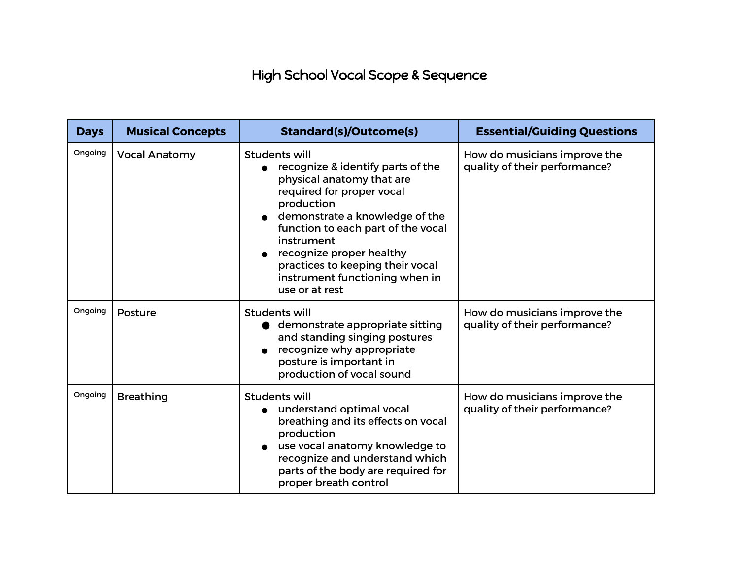# High School Vocal Scope & Sequence

| Days | Musical Concepts | Standard(s)/Outcome(s) | Essential/Guiding Questions |
|---|---|---|---|
| Ongoing | Vocal Anatomy | Students will<br>• recognize & identify parts of the physical anatomy that are required for proper vocal production<br>• demonstrate a knowledge of the function to each part of the vocal instrument<br>• recognize proper healthy practices to keeping their vocal instrument functioning when in use or at rest | How do musicians improve the quality of their performance? |
| Ongoing | Posture | Students will<br>• demonstrate appropriate sitting and standing singing postures<br>• recognize why appropriate posture is important in production of vocal sound | How do musicians improve the quality of their performance? |
| Ongoing | Breathing | Students will<br>• understand optimal vocal breathing and its effects on vocal production<br>• use vocal anatomy knowledge to recognize and understand which parts of the body are required for proper breath control | How do musicians improve the quality of their performance? |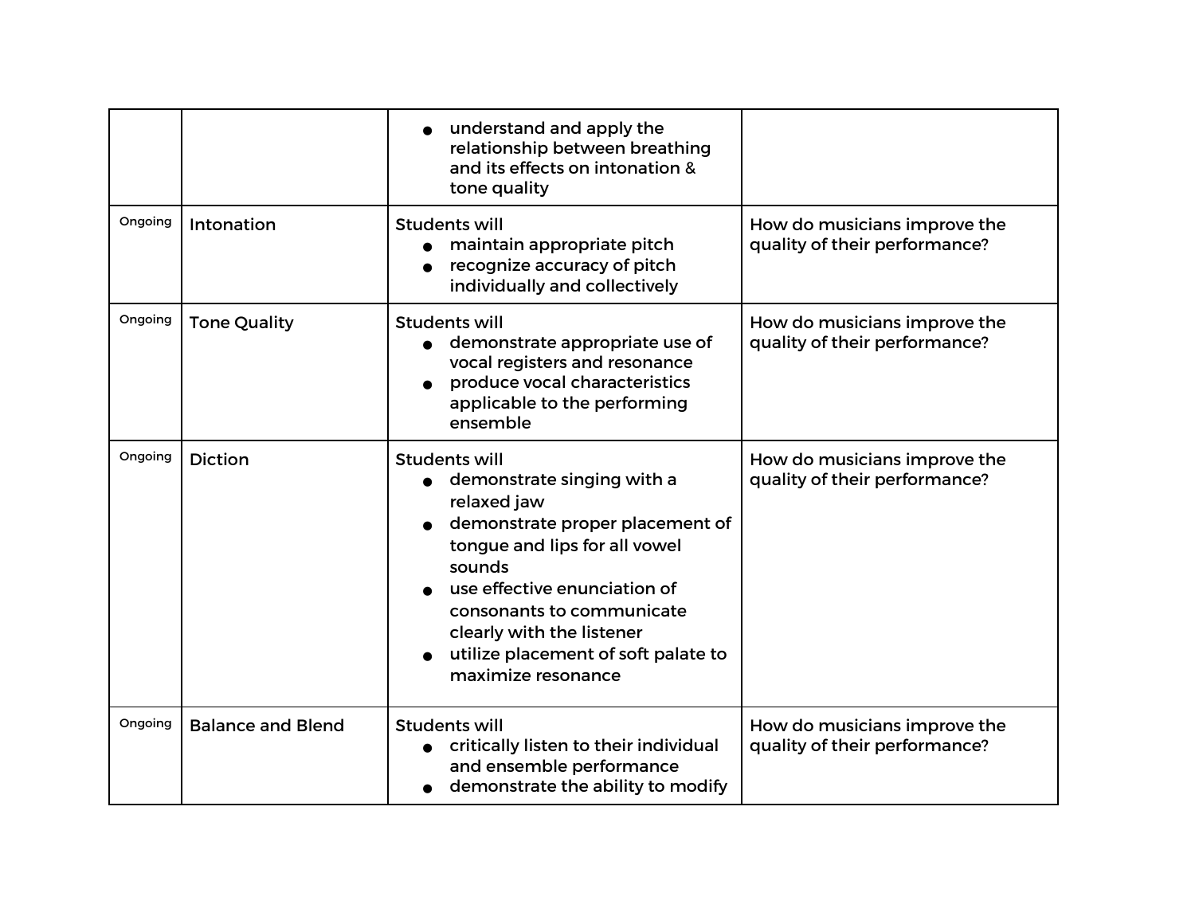| | | | |
|---|---|---|---|
| | | • understand and apply the relationship between breathing and its effects on intonation & tone quality | |
| Ongoing | Intonation | Students will<br>• maintain appropriate pitch<br>• recognize accuracy of pitch individually and collectively | How do musicians improve the quality of their performance? |
| Ongoing | Tone Quality | Students will<br>• demonstrate appropriate use of vocal registers and resonance<br>• produce vocal characteristics applicable to the performing ensemble | How do musicians improve the quality of their performance? |
| Ongoing | Diction | Students will<br>• demonstrate singing with a relaxed jaw<br>• demonstrate proper placement of tongue and lips for all vowel sounds<br>• use effective enunciation of consonants to communicate clearly with the listener<br>• utilize placement of soft palate to maximize resonance | How do musicians improve the quality of their performance? |
| Ongoing | Balance and Blend | Students will<br>• critically listen to their individual and ensemble performance<br>• demonstrate the ability to modify | How do musicians improve the quality of their performance? |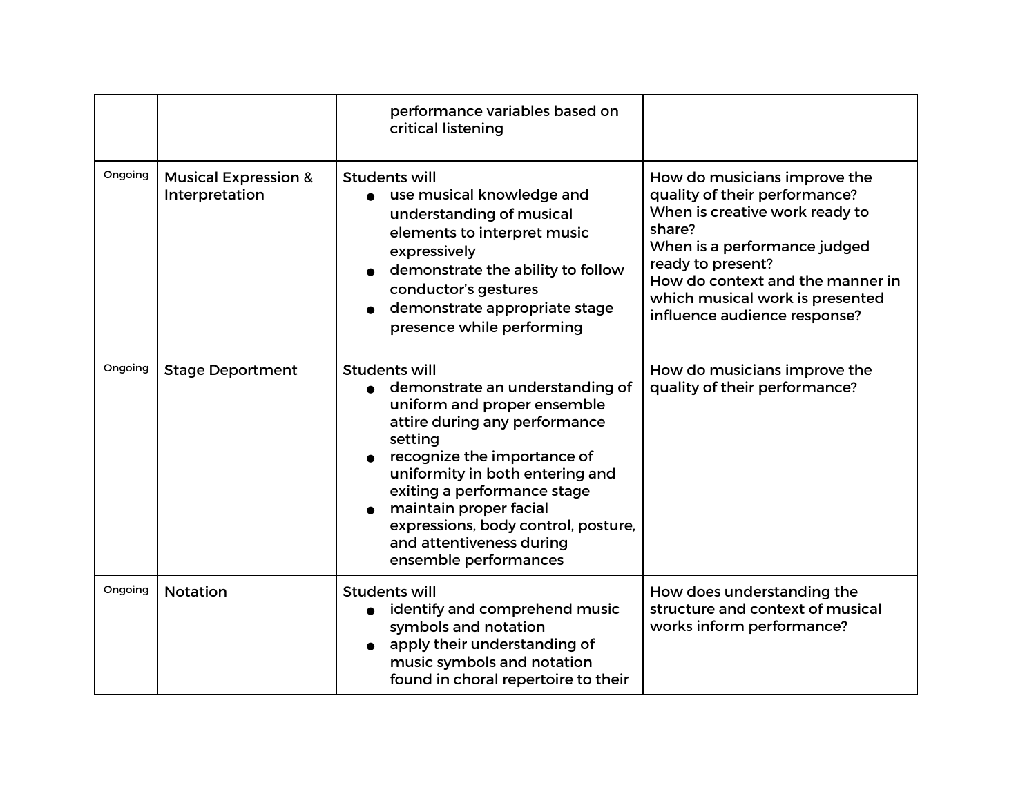| | | | |
|---|---|---|---|
| | | performance variables based on critical listening | |
| Ongoing | Musical Expression & Interpretation | Students will<br>● use musical knowledge and understanding of musical elements to interpret music expressively<br>● demonstrate the ability to follow conductor's gestures<br>● demonstrate appropriate stage presence while performing | How do musicians improve the quality of their performance?<br>When is creative work ready to share?<br>When is a performance judged ready to present?<br>How do context and the manner in which musical work is presented influence audience response? |
| Ongoing | Stage Deportment | Students will<br>● demonstrate an understanding of uniform and proper ensemble attire during any performance setting<br>● recognize the importance of uniformity in both entering and exiting a performance stage<br>● maintain proper facial expressions, body control, posture, and attentiveness during ensemble performances | How do musicians improve the quality of their performance? |
| Ongoing | Notation | Students will<br>● identify and comprehend music symbols and notation<br>● apply their understanding of music symbols and notation found in choral repertoire to their | How does understanding the structure and context of musical works inform performance? |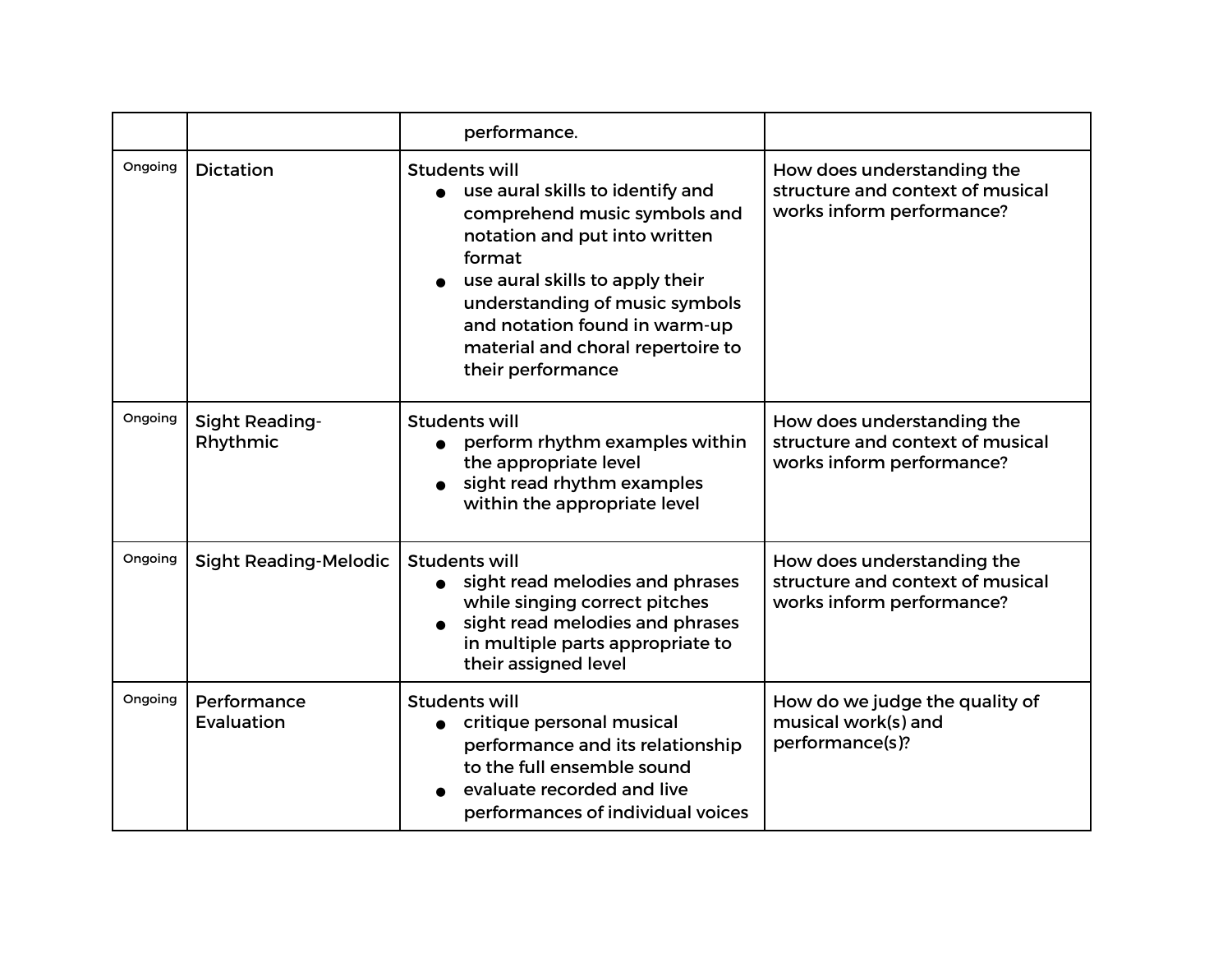| | | | |
|---|---|---|---|
| | | performance. | |
| Ongoing | Dictation | Students will<br>● use aural skills to identify and comprehend music symbols and notation and put into written format<br>● use aural skills to apply their understanding of music symbols and notation found in warm-up material and choral repertoire to their performance | How does understanding the structure and context of musical works inform performance? |
| Ongoing | Sight Reading-Rhythmic | Students will<br>● perform rhythm examples within the appropriate level<br>● sight read rhythm examples within the appropriate level | How does understanding the structure and context of musical works inform performance? |
| Ongoing | Sight Reading-Melodic | Students will<br>● sight read melodies and phrases while singing correct pitches<br>● sight read melodies and phrases in multiple parts appropriate to their assigned level | How does understanding the structure and context of musical works inform performance? |
| Ongoing | Performance Evaluation | Students will<br>● critique personal musical performance and its relationship to the full ensemble sound<br>● evaluate recorded and live performances of individual voices | How do we judge the quality of musical work(s) and performance(s)? |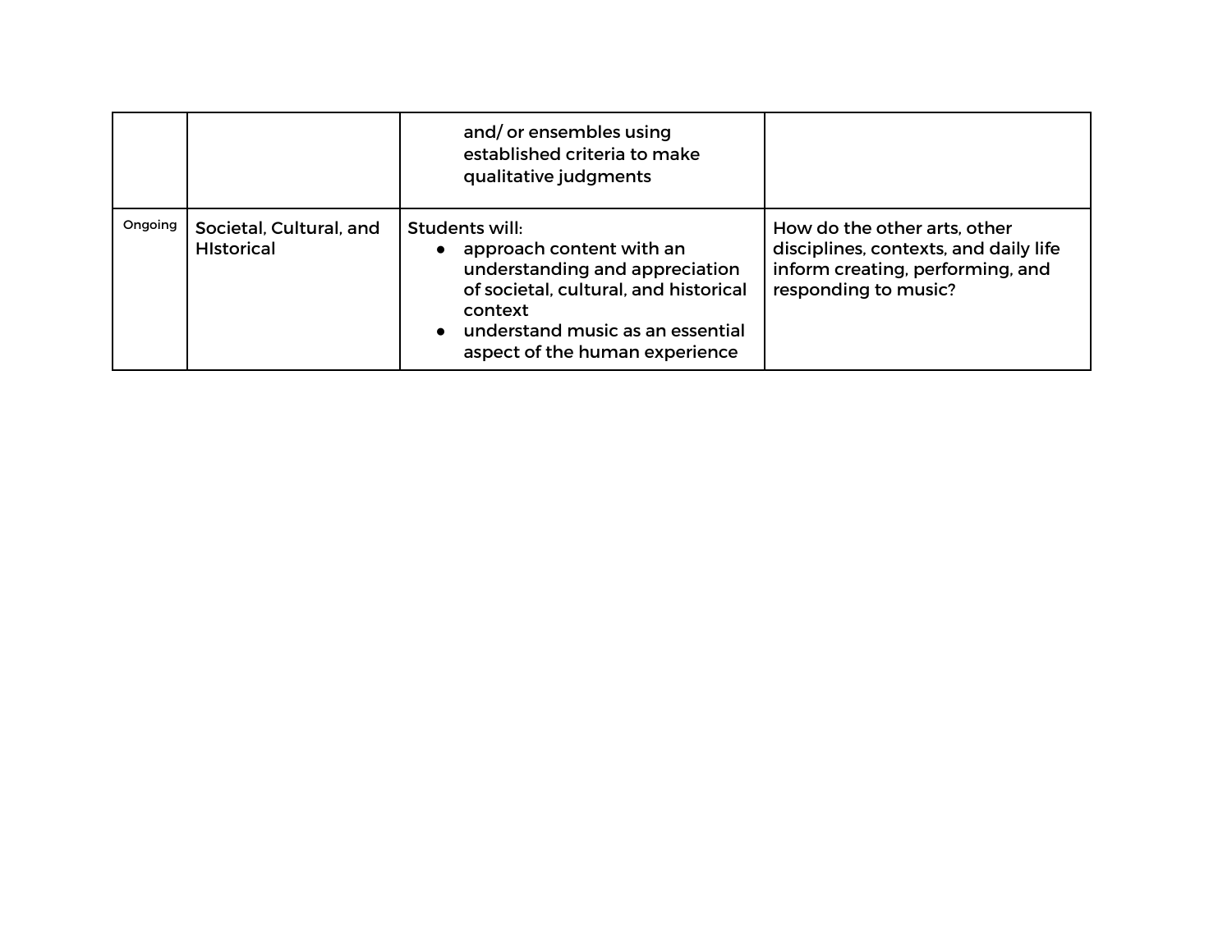| | | | |
|---|---|---|---|
| | | and/ or ensembles using established criteria to make qualitative judgments | |
| Ongoing | Societal, Cultural, and HIstorical | Students will:<br>• approach content with an understanding and appreciation of societal, cultural, and historical context<br>• understand music as an essential aspect of the human experience | How do the other arts, other disciplines, contexts, and daily life inform creating, performing, and responding to music? |